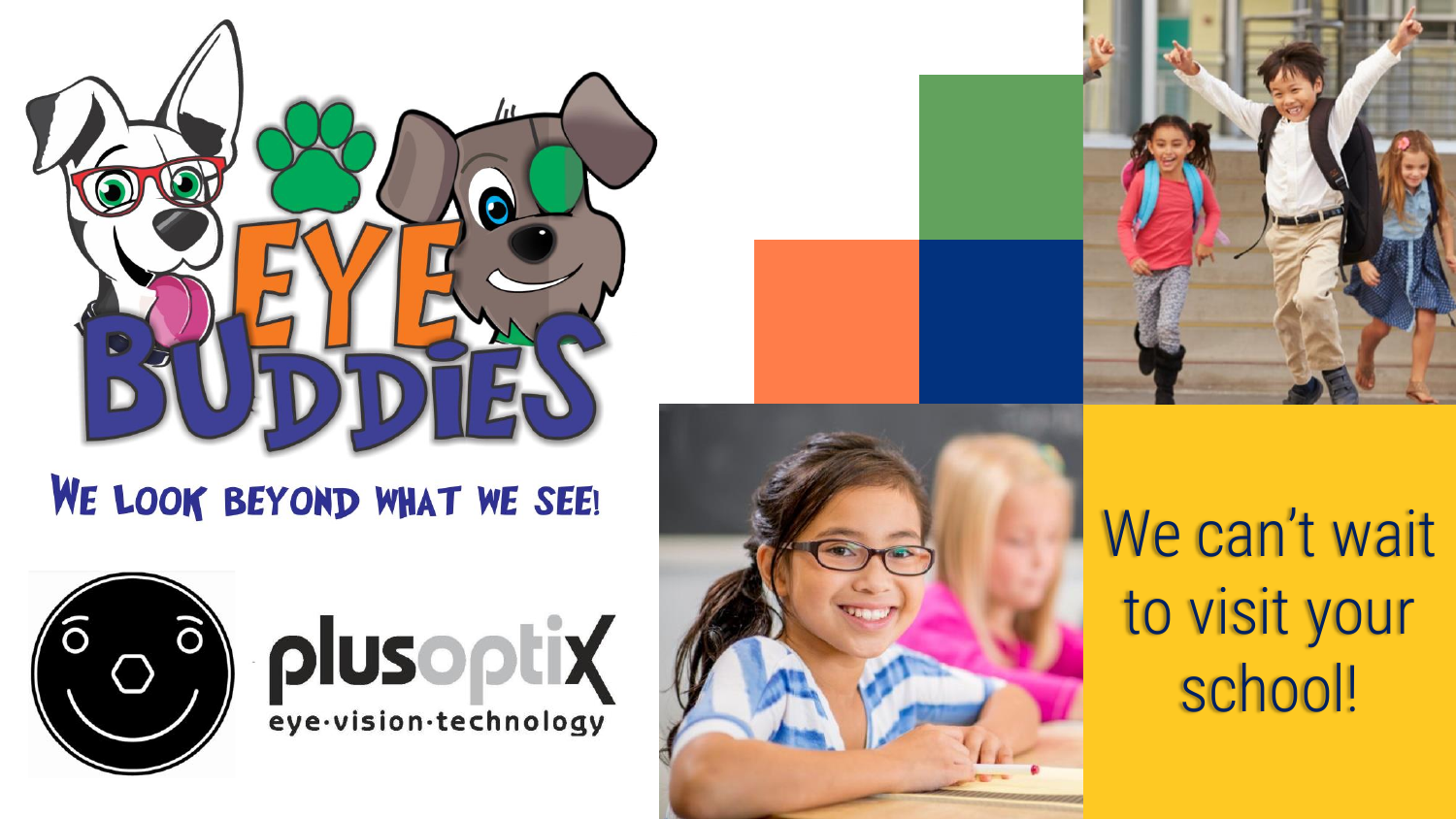# EYE BUDDIES

WE LOOK BEYOND WHAT WE SEE!

plusoptiX

eye·vision·technology

We can't wait to visit your school!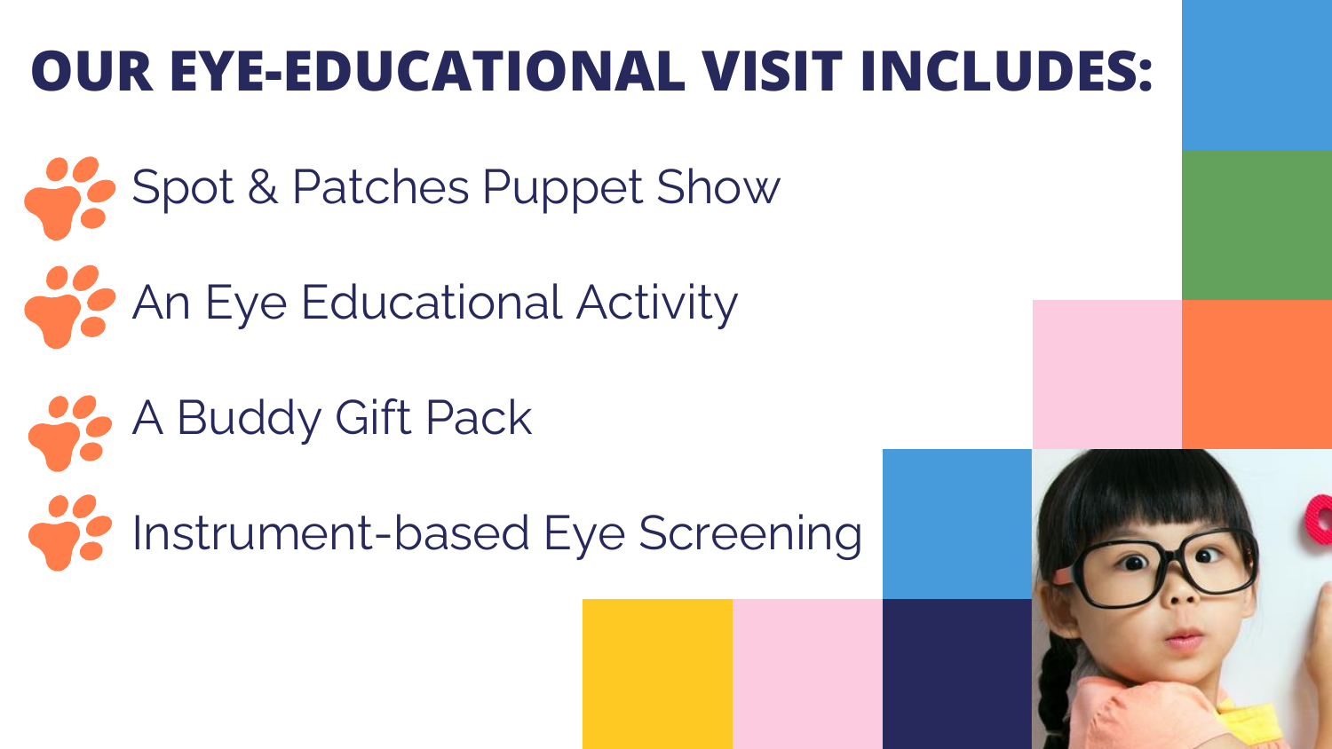# OUR EYE-EDUCATIONAL VISIT INCLUDES:

- Spot & Patches Puppet Show
- An Eye Educational Activity
- A Buddy Gift Pack
- Instrument-based Eye Screening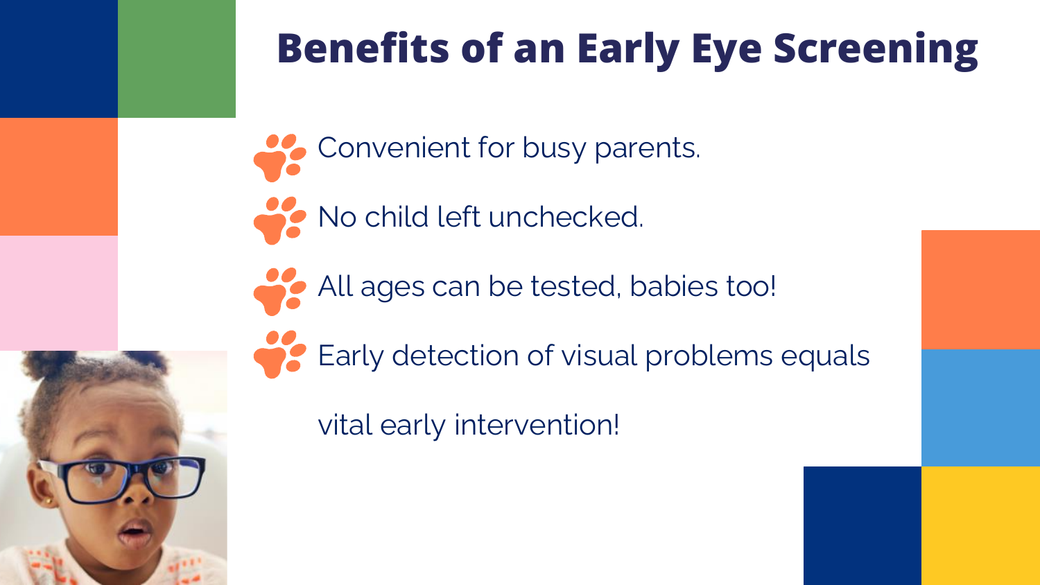# Benefits of an Early Eye Screening

- Convenient for busy parents.
- No child left unchecked.
- All ages can be tested, babies too!
- Early detection of visual problems equals vital early intervention!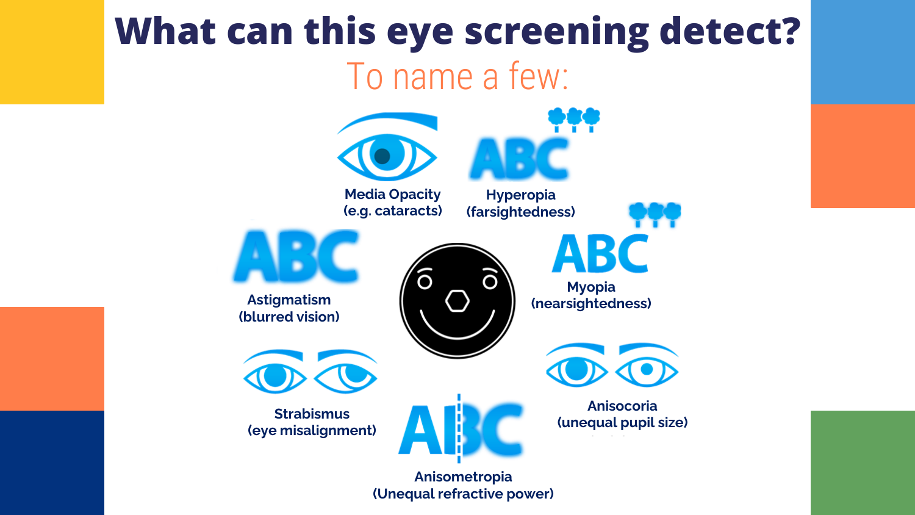# What can this eye screening detect?

To name a few:

- Media Opacity (e.g. cataracts)
- Hyperopia (farsightedness)
- Astigmatism (blurred vision)
- Myopia (nearsightedness)
- Strabismus (eye misalignment)
- Anisocoria (unequal pupil size)
- Anisometropia (Unequal refractive power)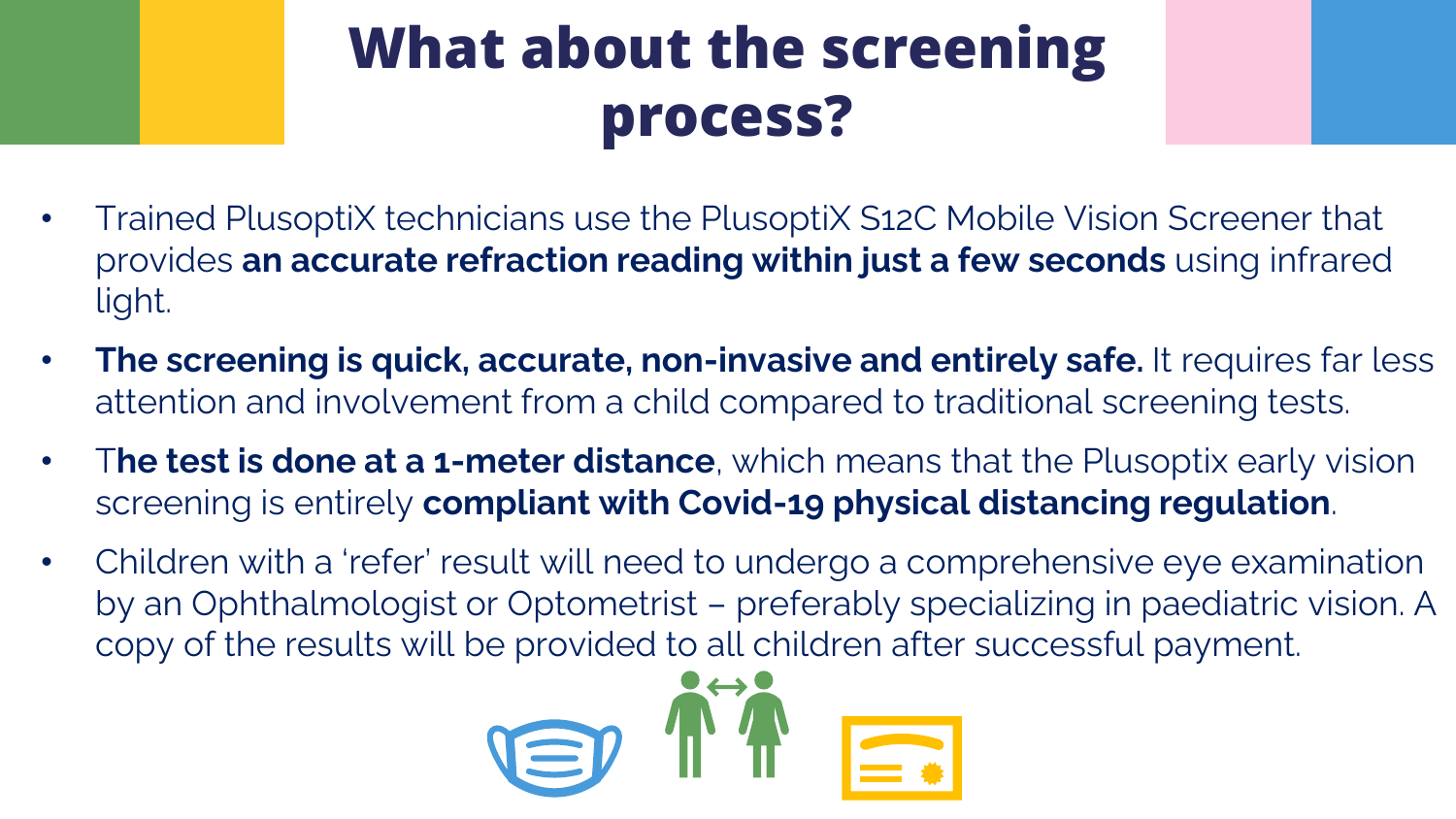# What about the screening process?

- Trained PlusoptiX technicians use the PlusoptiX S12C Mobile Vision Screener that provides **an accurate refraction reading within just a few seconds** using infrared light.
- **The screening is quick, accurate, non-invasive and entirely safe.** It requires far less attention and involvement from a child compared to traditional screening tests.
- T**he test is done at a 1-meter distance**, which means that the Plusoptix early vision screening is entirely **compliant with Covid-19 physical distancing regulation**.
- Children with a 'refer' result will need to undergo a comprehensive eye examination by an Ophthalmologist or Optometrist – preferably specializing in paediatric vision. A copy of the results will be provided to all children after successful payment.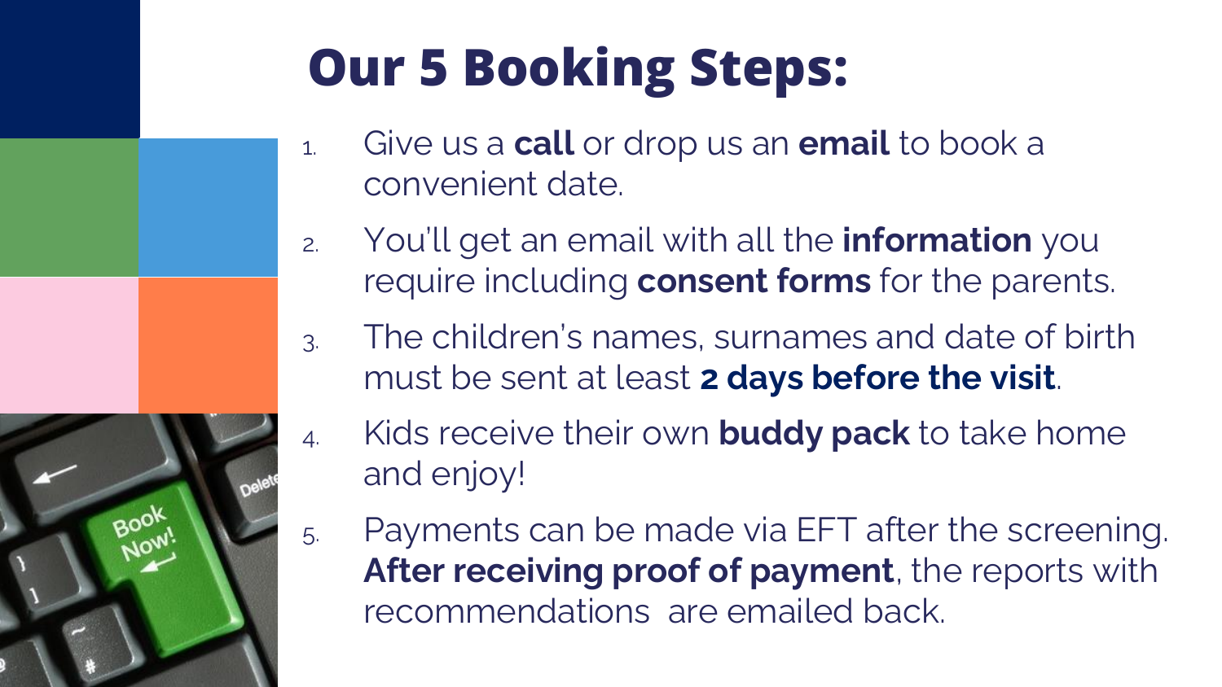# Our 5 Booking Steps:

1. Give us a **call** or drop us an **email** to book a convenient date.
2. You'll get an email with all the **information** you require including **consent forms** for the parents.
3. The children's names, surnames and date of birth must be sent at least **2 days before the visit**.
4. Kids receive their own **buddy pack** to take home and enjoy!
5. Payments can be made via EFT after the screening. **After receiving proof of payment**, the reports with recommendations are emailed back.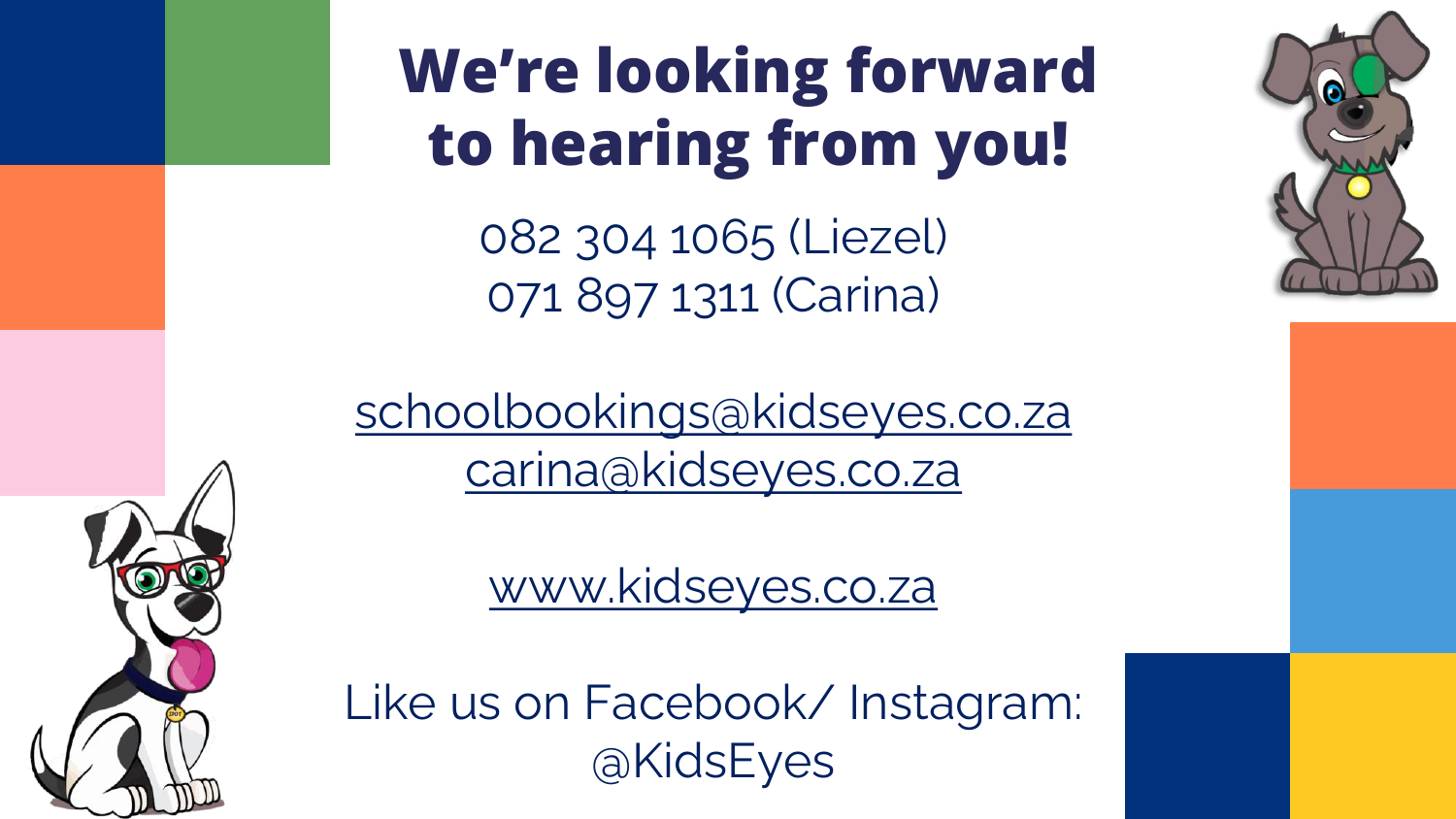# We're looking forward to hearing from you!

082 304 1065 (Liezel)
071 897 1311 (Carina)

schoolbookings@kidseyes.co.za
carina@kidseyes.co.za

www.kidseyes.co.za

Like us on Facebook/ Instagram:
@KidsEyes